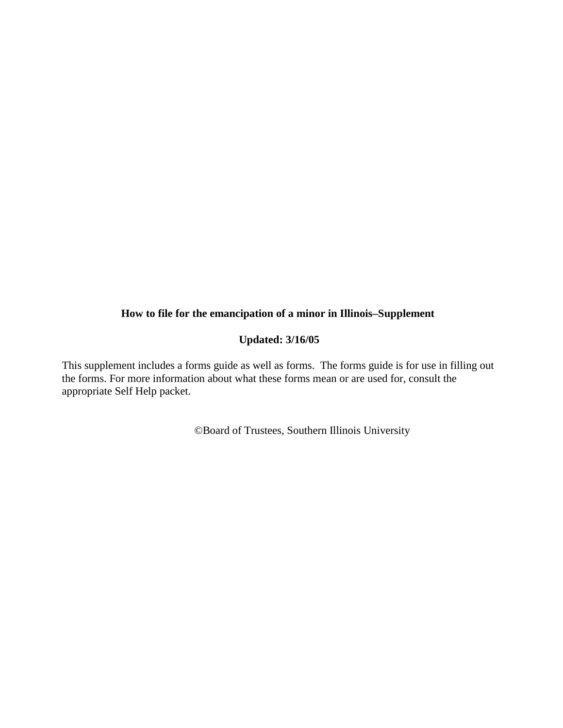# How to file for the emancipation of a minor in Illinois–Supplement

**Updated: 3/16/05**

This supplement includes a forms guide as well as forms. The forms guide is for use in filling out the forms. For more information about what these forms mean or are used for, consult the appropriate Self Help packet.

©Board of Trustees, Southern Illinois University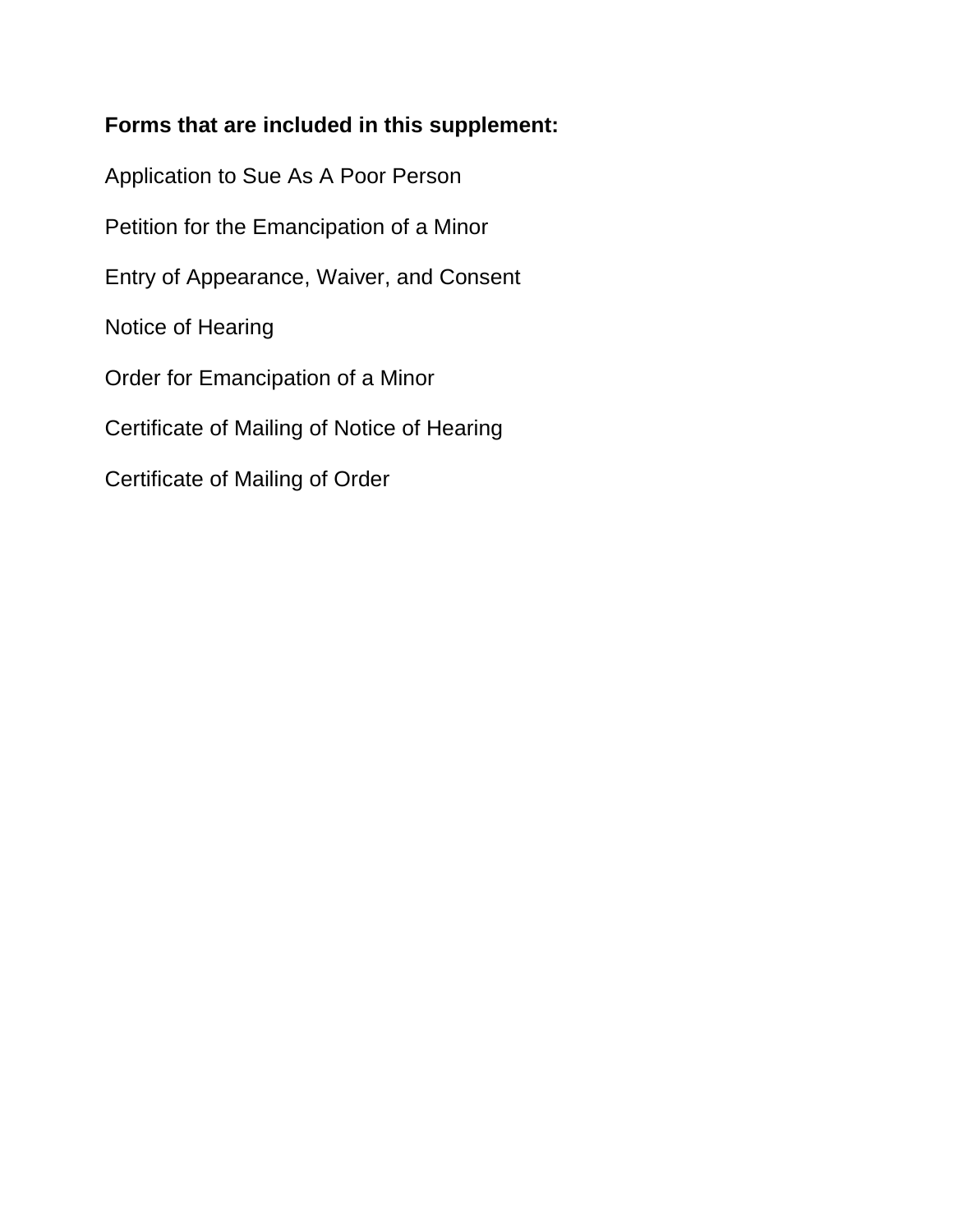**Forms that are included in this supplement:**

Application to Sue As A Poor Person

Petition for the Emancipation of a Minor

Entry of Appearance, Waiver, and Consent

Notice of Hearing

Order for Emancipation of a Minor

Certificate of Mailing of Notice of Hearing

Certificate of Mailing of Order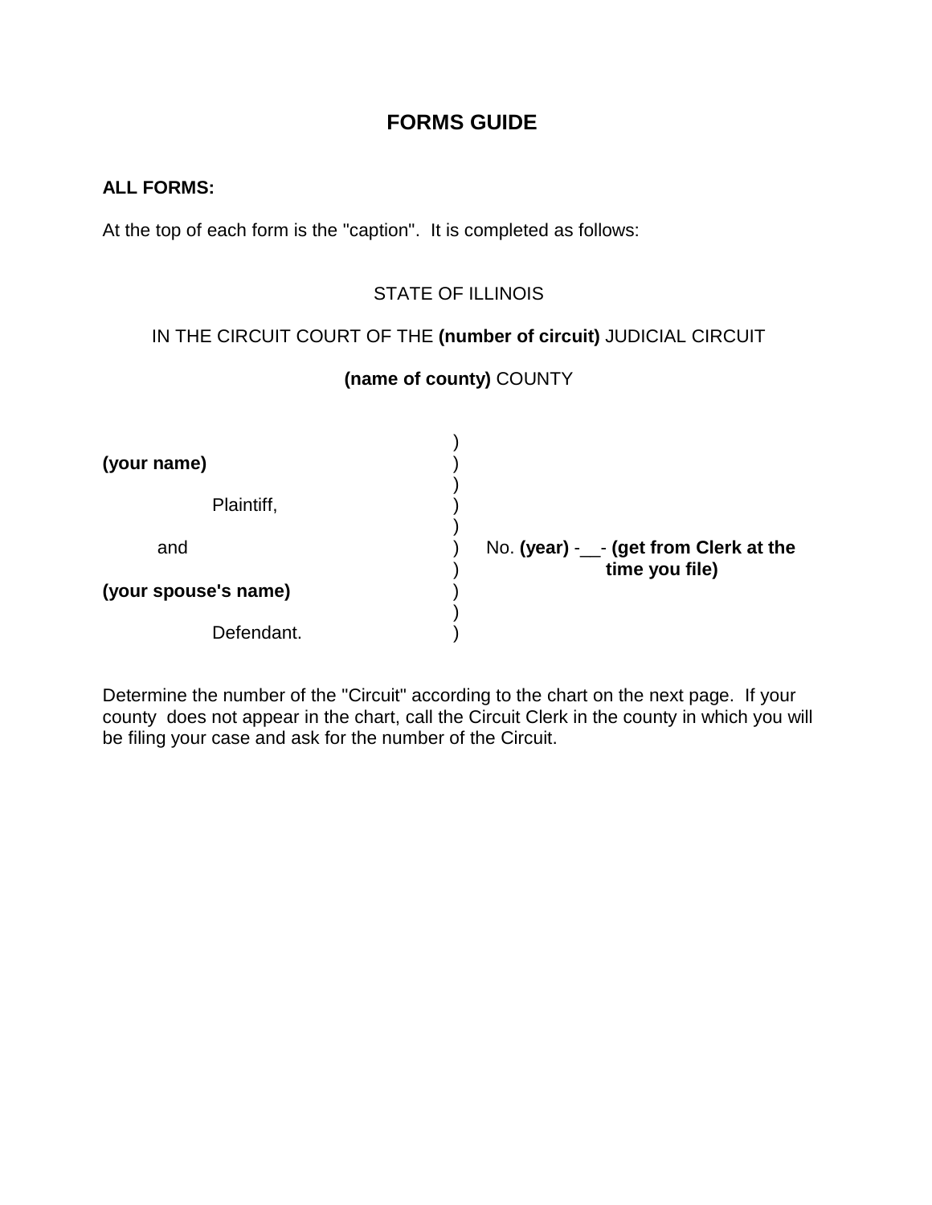# FORMS GUIDE

**ALL FORMS:**

At the top of each form is the "caption". It is completed as follows:

STATE OF ILLINOIS

IN THE CIRCUIT COURT OF THE **(number of circuit)** JUDICIAL CIRCUIT

**(name of county)** COUNTY

| | | |
|---|---|---|
| | ) | |
| **(your name)** | ) | |
| | ) | |
| Plaintiff, | ) | |
| | ) | |
| and | ) | No. **(year)** -__- **(get from Clerk at the time you file)** |
| | ) | |
| **(your spouse's name)** | ) | |
| | ) | |
| Defendant. | ) | |

Determine the number of the "Circuit" according to the chart on the next page. If your county does not appear in the chart, call the Circuit Clerk in the county in which you will be filing your case and ask for the number of the Circuit.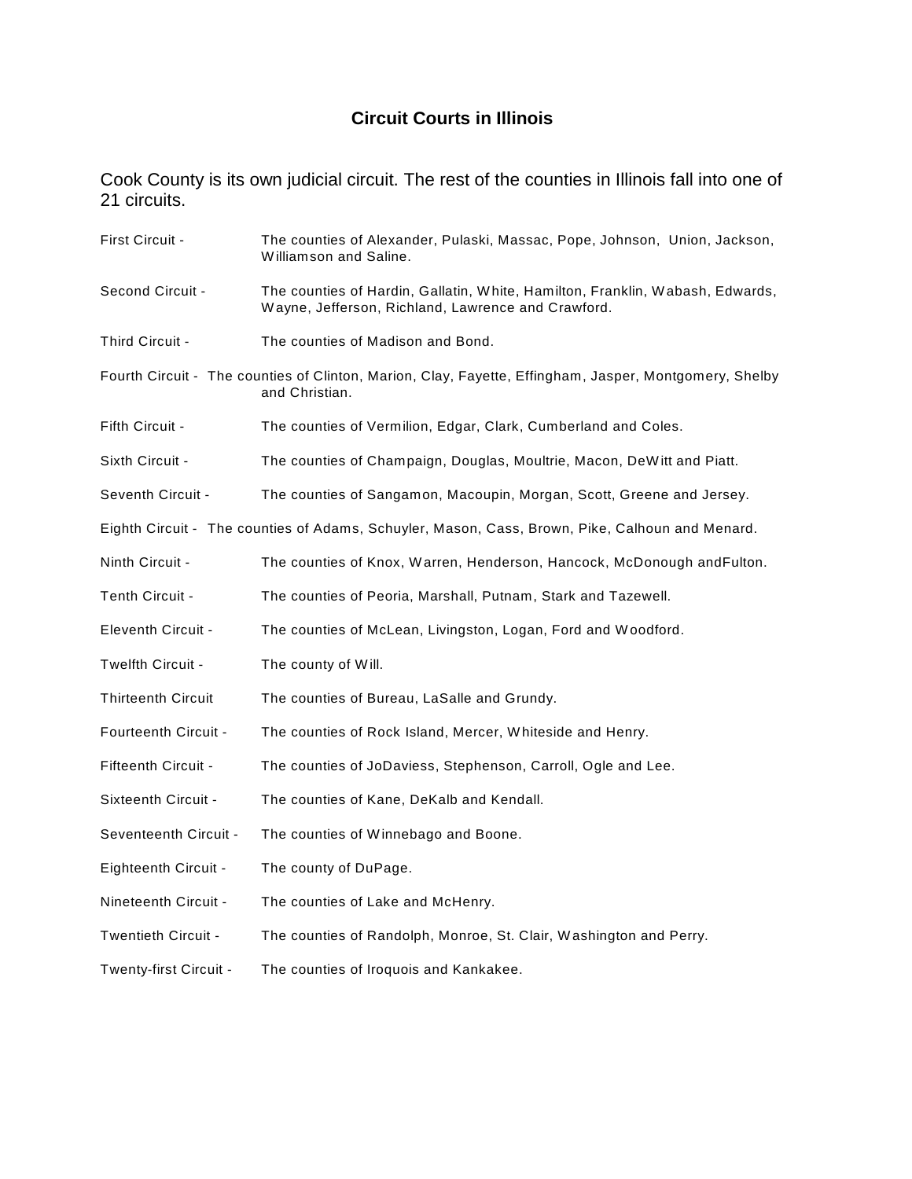## Circuit Courts in Illinois

Cook County is its own judicial circuit. The rest of the counties in Illinois fall into one of 21 circuits.

| | |
|---|---|
| First Circuit - | The counties of Alexander, Pulaski, Massac, Pope, Johnson, Union, Jackson, Williamson and Saline. |
| Second Circuit - | The counties of Hardin, Gallatin, White, Hamilton, Franklin, Wabash, Edwards, Wayne, Jefferson, Richland, Lawrence and Crawford. |
| Third Circuit - | The counties of Madison and Bond. |
| Fourth Circuit - | The counties of Clinton, Marion, Clay, Fayette, Effingham, Jasper, Montgomery, Shelby and Christian. |
| Fifth Circuit - | The counties of Vermilion, Edgar, Clark, Cumberland and Coles. |
| Sixth Circuit - | The counties of Champaign, Douglas, Moultrie, Macon, DeWitt and Piatt. |
| Seventh Circuit - | The counties of Sangamon, Macoupin, Morgan, Scott, Greene and Jersey. |
| Eighth Circuit - | The counties of Adams, Schuyler, Mason, Cass, Brown, Pike, Calhoun and Menard. |
| Ninth Circuit - | The counties of Knox, Warren, Henderson, Hancock, McDonough andFulton. |
| Tenth Circuit - | The counties of Peoria, Marshall, Putnam, Stark and Tazewell. |
| Eleventh Circuit - | The counties of McLean, Livingston, Logan, Ford and Woodford. |
| Twelfth Circuit - | The county of Will. |
| Thirteenth Circuit | The counties of Bureau, LaSalle and Grundy. |
| Fourteenth Circuit - | The counties of Rock Island, Mercer, Whiteside and Henry. |
| Fifteenth Circuit - | The counties of JoDaviess, Stephenson, Carroll, Ogle and Lee. |
| Sixteenth Circuit - | The counties of Kane, DeKalb and Kendall. |
| Seventeenth Circuit - | The counties of Winnebago and Boone. |
| Eighteenth Circuit - | The county of DuPage. |
| Nineteenth Circuit - | The counties of Lake and McHenry. |
| Twentieth Circuit - | The counties of Randolph, Monroe, St. Clair, Washington and Perry. |
| Twenty-first Circuit - | The counties of Iroquois and Kankakee. |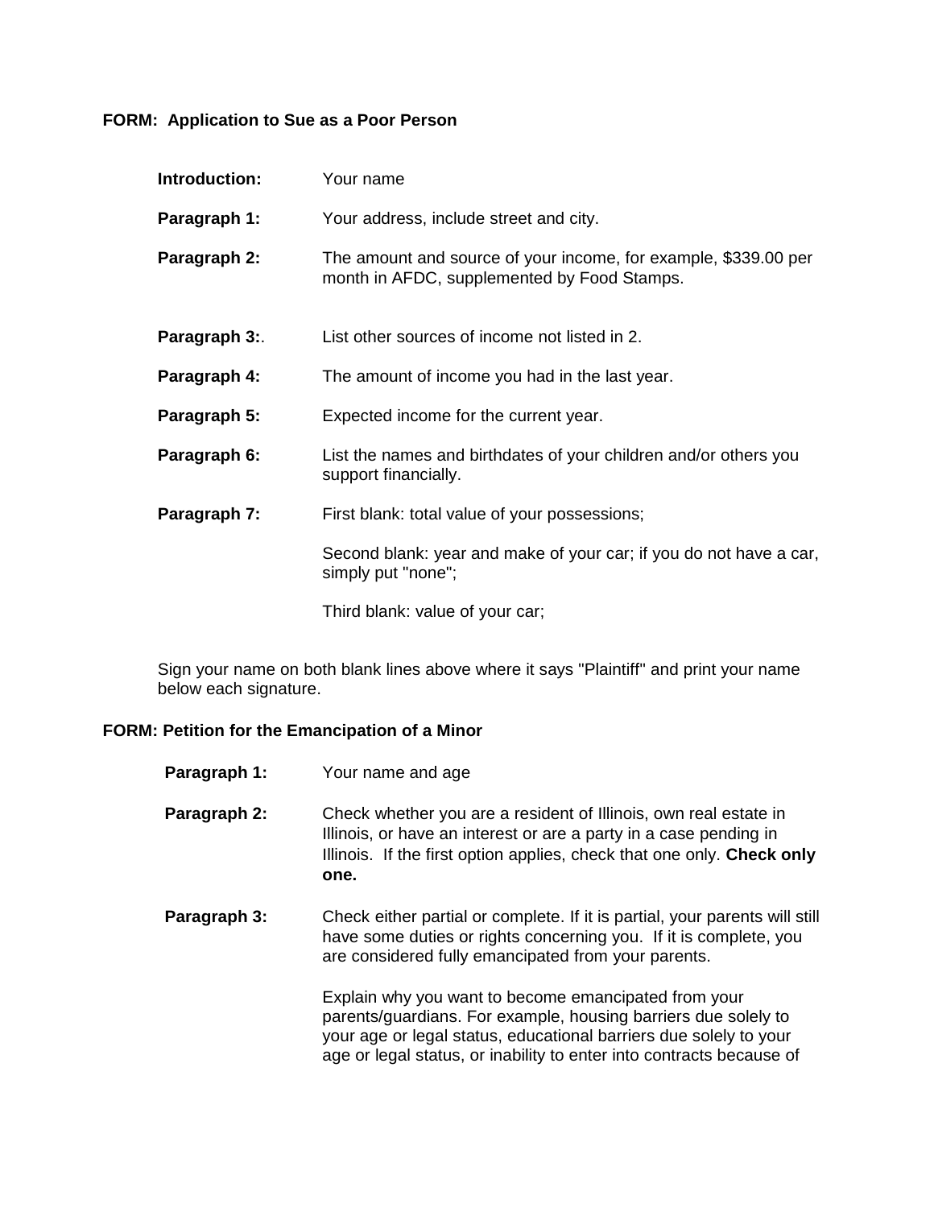**FORM: Application to Sue as a Poor Person**

**Introduction:** Your name

**Paragraph 1:** Your address, include street and city.

**Paragraph 2:** The amount and source of your income, for example, $339.00 per month in AFDC, supplemented by Food Stamps.

**Paragraph 3:**. List other sources of income not listed in 2.

**Paragraph 4:** The amount of income you had in the last year.

**Paragraph 5:** Expected income for the current year.

**Paragraph 6:** List the names and birthdates of your children and/or others you support financially.

**Paragraph 7:** First blank: total value of your possessions;

Second blank: year and make of your car; if you do not have a car, simply put "none";

Third blank: value of your car;

Sign your name on both blank lines above where it says "Plaintiff" and print your name below each signature.

**FORM: Petition for the Emancipation of a Minor**

**Paragraph 1:** Your name and age

**Paragraph 2:** Check whether you are a resident of Illinois, own real estate in Illinois, or have an interest or are a party in a case pending in Illinois. If the first option applies, check that one only. **Check only one.**

**Paragraph 3:** Check either partial or complete. If it is partial, your parents will still have some duties or rights concerning you. If it is complete, you are considered fully emancipated from your parents.

Explain why you want to become emancipated from your parents/guardians. For example, housing barriers due solely to your age or legal status, educational barriers due solely to your age or legal status, or inability to enter into contracts because of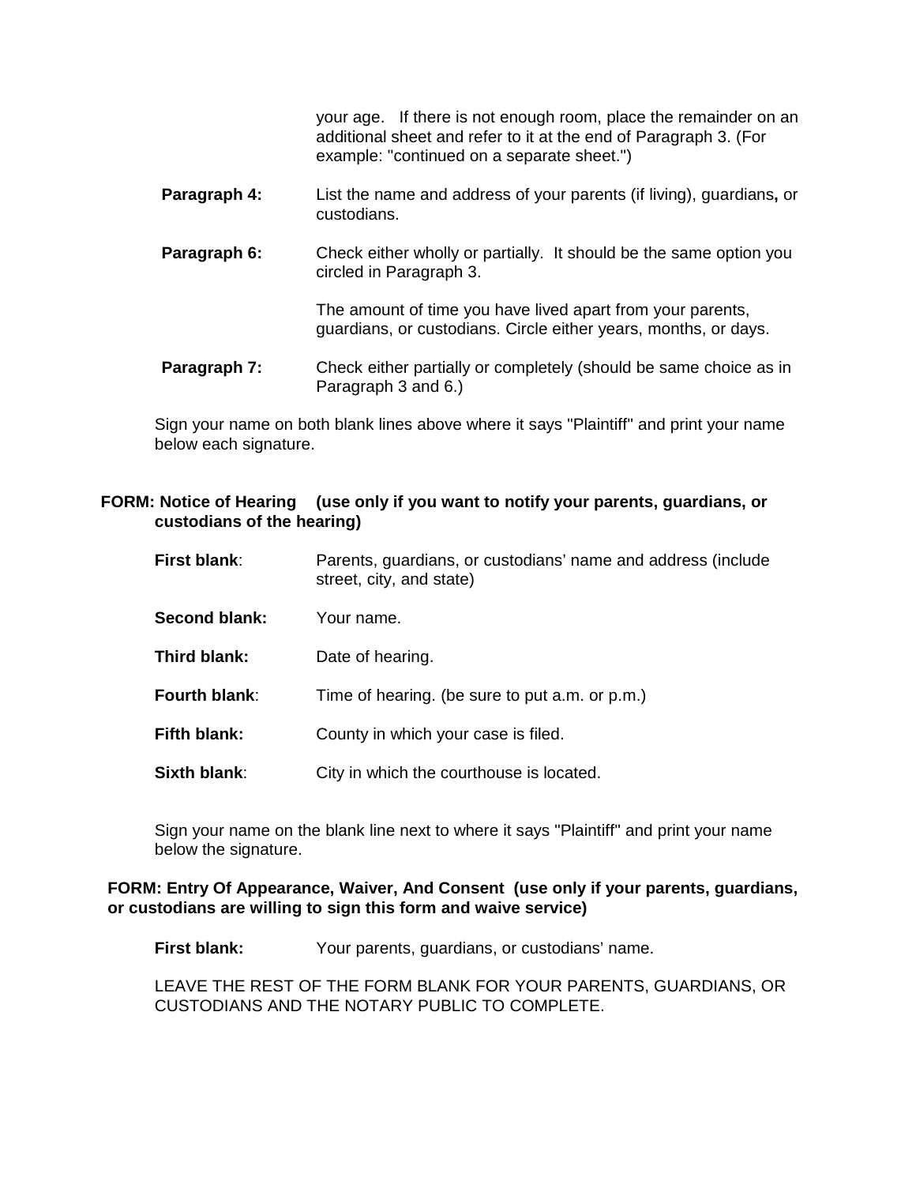your age. If there is not enough room, place the remainder on an additional sheet and refer to it at the end of Paragraph 3. (For example: "continued on a separate sheet.")

**Paragraph 4:** List the name and address of your parents (if living), guardians**,** or custodians.

**Paragraph 6:** Check either wholly or partially. It should be the same option you circled in Paragraph 3.

The amount of time you have lived apart from your parents, guardians, or custodians. Circle either years, months, or days.

**Paragraph 7:** Check either partially or completely (should be same choice as in Paragraph 3 and 6.)

Sign your name on both blank lines above where it says "Plaintiff" and print your name below each signature.

**FORM: Notice of Hearing (use only if you want to notify your parents, guardians, or custodians of the hearing)**

**First blank**: Parents, guardians, or custodians' name and address (include street, city, and state)

**Second blank:** Your name.

**Third blank:** Date of hearing.

**Fourth blank**: Time of hearing. (be sure to put a.m. or p.m.)

**Fifth blank:** County in which your case is filed.

**Sixth blank**: City in which the courthouse is located.

Sign your name on the blank line next to where it says "Plaintiff" and print your name below the signature.

**FORM: Entry Of Appearance, Waiver, And Consent (use only if your parents, guardians, or custodians are willing to sign this form and waive service)**

**First blank:** Your parents, guardians, or custodians' name.

LEAVE THE REST OF THE FORM BLANK FOR YOUR PARENTS, GUARDIANS, OR CUSTODIANS AND THE NOTARY PUBLIC TO COMPLETE.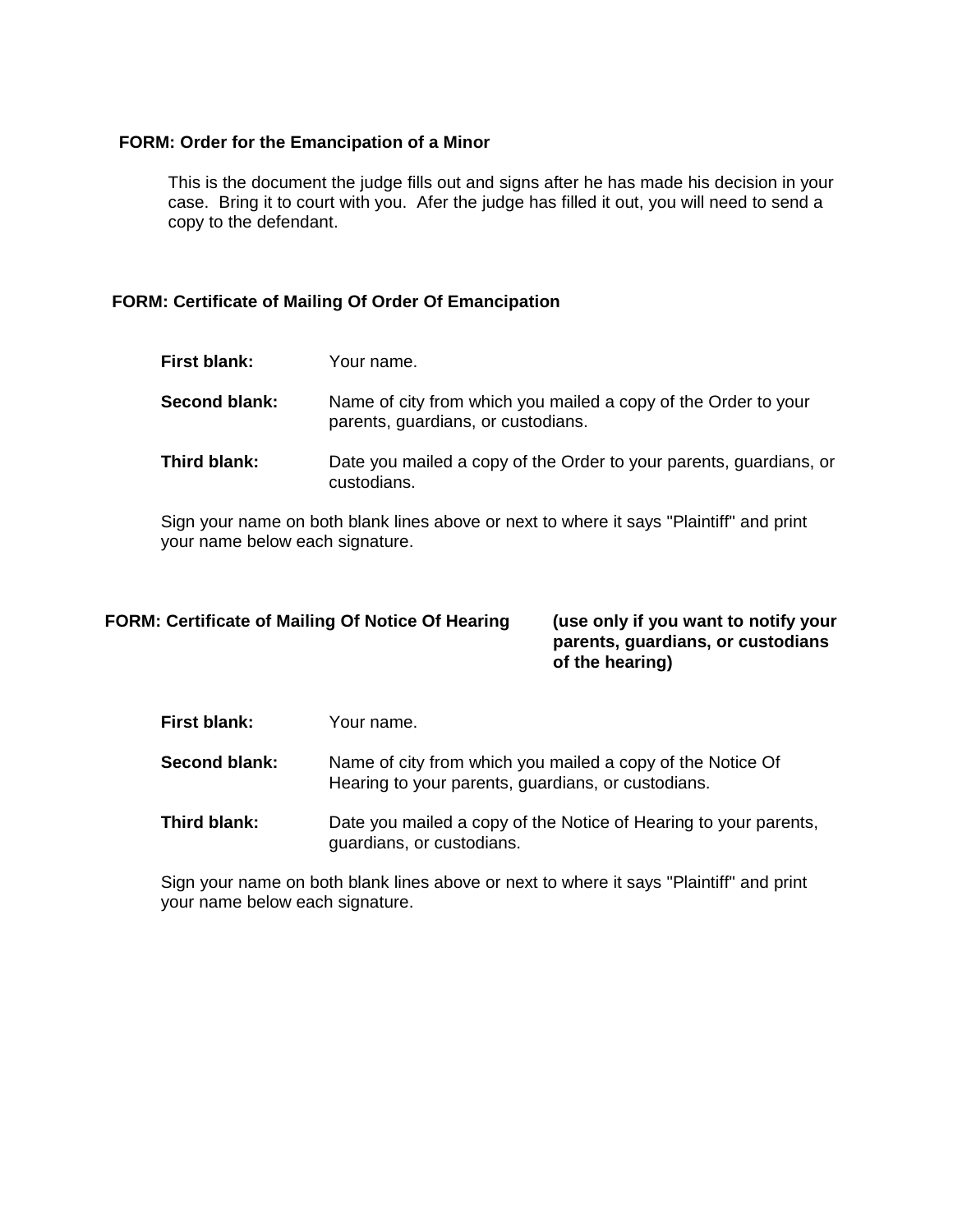**FORM: Order for the Emancipation of a Minor**

This is the document the judge fills out and signs after he has made his decision in your case. Bring it to court with you. Afer the judge has filled it out, you will need to send a copy to the defendant.

**FORM: Certificate of Mailing Of Order Of Emancipation**

| | |
|---|---|
| **First blank:** | Your name. |
| **Second blank:** | Name of city from which you mailed a copy of the Order to your parents, guardians, or custodians. |
| **Third blank:** | Date you mailed a copy of the Order to your parents, guardians, or custodians. |

Sign your name on both blank lines above or next to where it says "Plaintiff" and print your name below each signature.

**FORM: Certificate of Mailing Of Notice Of Hearing** **(use only if you want to notify your parents, guardians, or custodians of the hearing)**

| | |
|---|---|
| **First blank:** | Your name. |
| **Second blank:** | Name of city from which you mailed a copy of the Notice Of Hearing to your parents, guardians, or custodians. |
| **Third blank:** | Date you mailed a copy of the Notice of Hearing to your parents, guardians, or custodians. |

Sign your name on both blank lines above or next to where it says "Plaintiff" and print your name below each signature.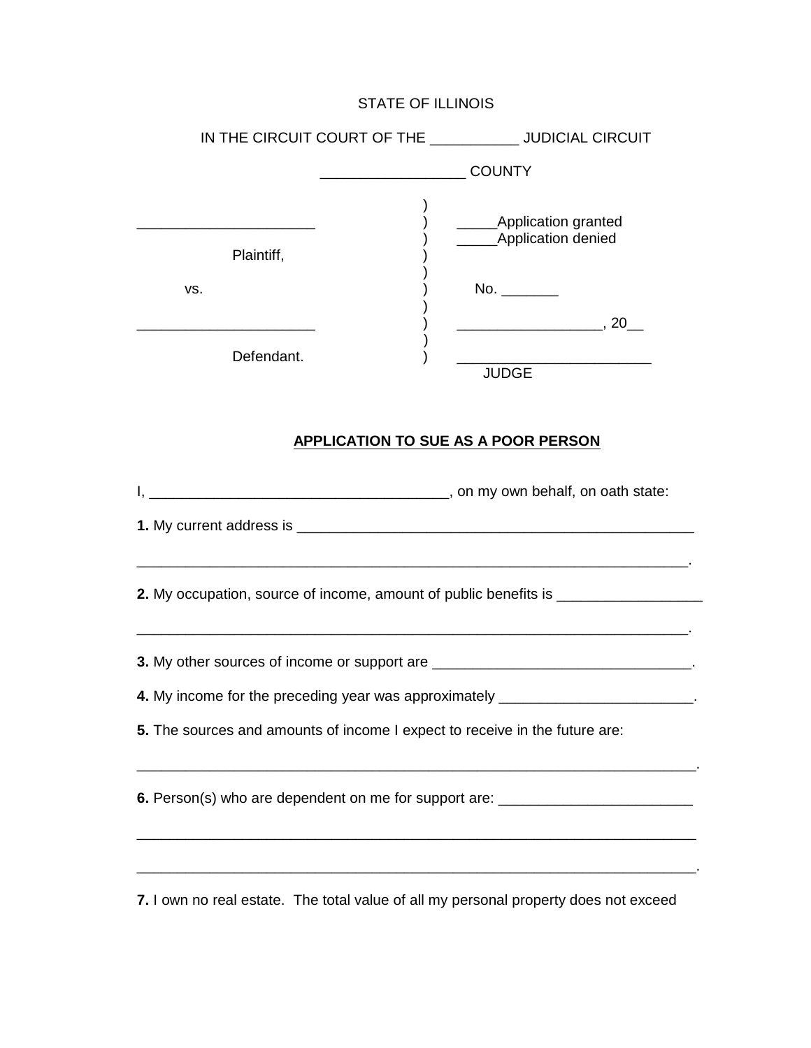STATE OF ILLINOIS

IN THE CIRCUIT COURT OF THE ___________ JUDICIAL CIRCUIT

__________________ COUNTY

| | | |
|---|---|---|
| ______________________ | ) | _____Application granted |
| | ) | _____Application denied |
| Plaintiff, | ) | |
| vs. | ) | No. _______ |
| ______________________ | ) | __________________, 20__ |
| Defendant. | ) | ________________________ JUDGE |

**APPLICATION TO SUE AS A POOR PERSON**

I, _____________________________________, on my own behalf, on oath state:

**1.** My current address is __________________________________________________

_____________________________________________________________________.

**2.** My occupation, source of income, amount of public benefits is __________________

_____________________________________________________________________.

**3.** My other sources of income or support are ________________________________.

**4.** My income for the preceding year was approximately ________________________.

**5.** The sources and amounts of income I expect to receive in the future are:

_____________________________________________________________________.

**6.** Person(s) who are dependent on me for support are: ________________________

_____________________________________________________________________

_____________________________________________________________________.

**7.** I own no real estate. The total value of all my personal property does not exceed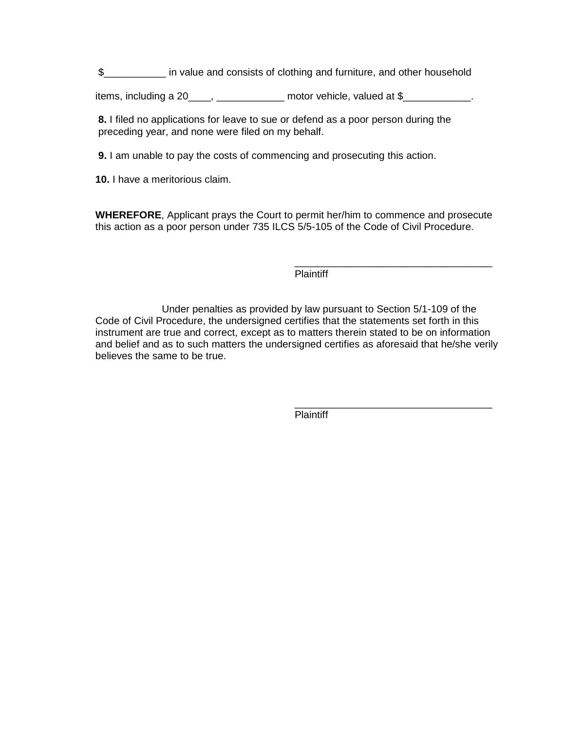$___________ in value and consists of clothing and furniture, and other household items, including a 20____, ____________ motor vehicle, valued at $____________.

**8.** I filed no applications for leave to sue or defend as a poor person during the preceding year, and none were filed on my behalf.

**9.** I am unable to pay the costs of commencing and prosecuting this action.

**10.** I have a meritorious claim.

**WHEREFORE**, Applicant prays the Court to permit her/him to commence and prosecute this action as a poor person under 735 ILCS 5/5-105 of the Code of Civil Procedure.

___________________________________
Plaintiff

Under penalties as provided by law pursuant to Section 5/1-109 of the Code of Civil Procedure, the undersigned certifies that the statements set forth in this instrument are true and correct, except as to matters therein stated to be on information and belief and as to such matters the undersigned certifies as aforesaid that he/she verily believes the same to be true.

___________________________________
Plaintiff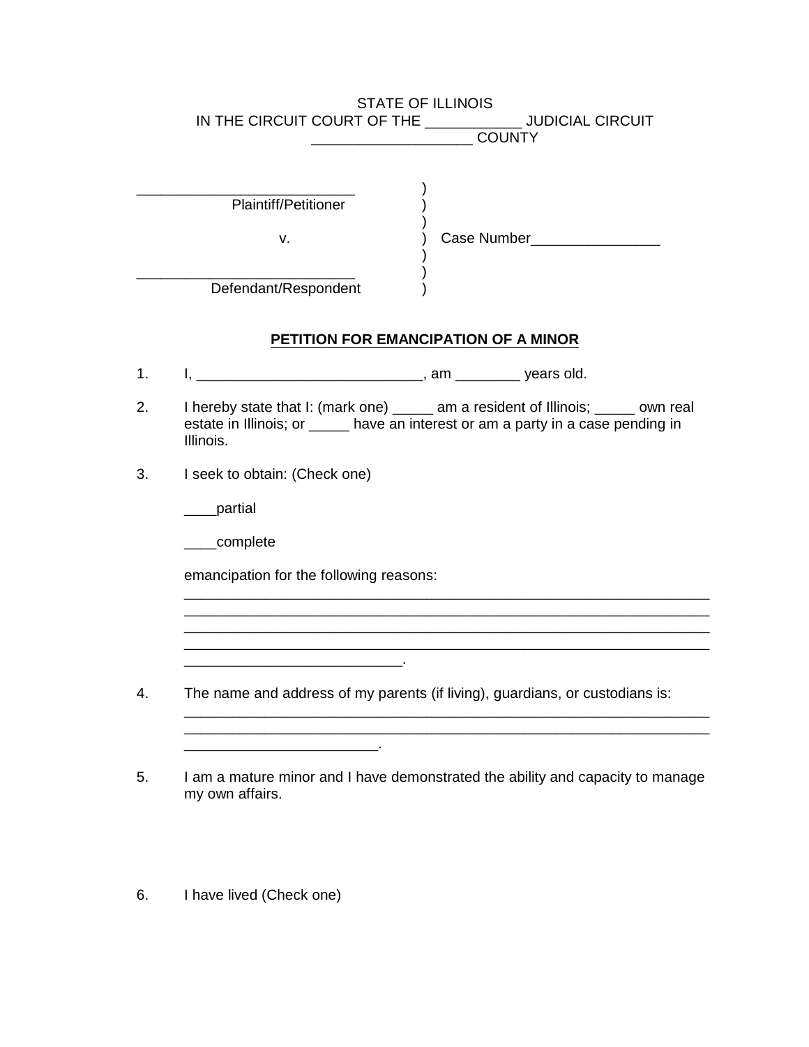STATE OF ILLINOIS
IN THE CIRCUIT COURT OF THE ____________ JUDICIAL CIRCUIT
____________________ COUNTY

| | | |
|---|---|---|
| ___________________________ | ) | |
| Plaintiff/Petitioner | ) | |
| | ) | |
| v. | ) | Case Number________________ |
| | ) | |
| ___________________________ | ) | |
| Defendant/Respondent | ) | |

## PETITION FOR EMANCIPATION OF A MINOR

1. I, ____________________________, am ________ years old.

2. I hereby state that I: (mark one) _____ am a resident of Illinois; _____ own real estate in Illinois; or _____ have an interest or am a party in a case pending in Illinois.

3. I seek to obtain: (Check one)

   ____partial

   ____complete

   emancipation for the following reasons: _________________________________________________________________
   _________________________________________________________________
   _________________________________________________________________
   _________________________________________________________________
   ___________________________.

4. The name and address of my parents (if living), guardians, or custodians is: _________________________________________________________________
   _________________________________________________________________
   ________________________.

5. I am a mature minor and I have demonstrated the ability and capacity to manage my own affairs.

6. I have lived (Check one)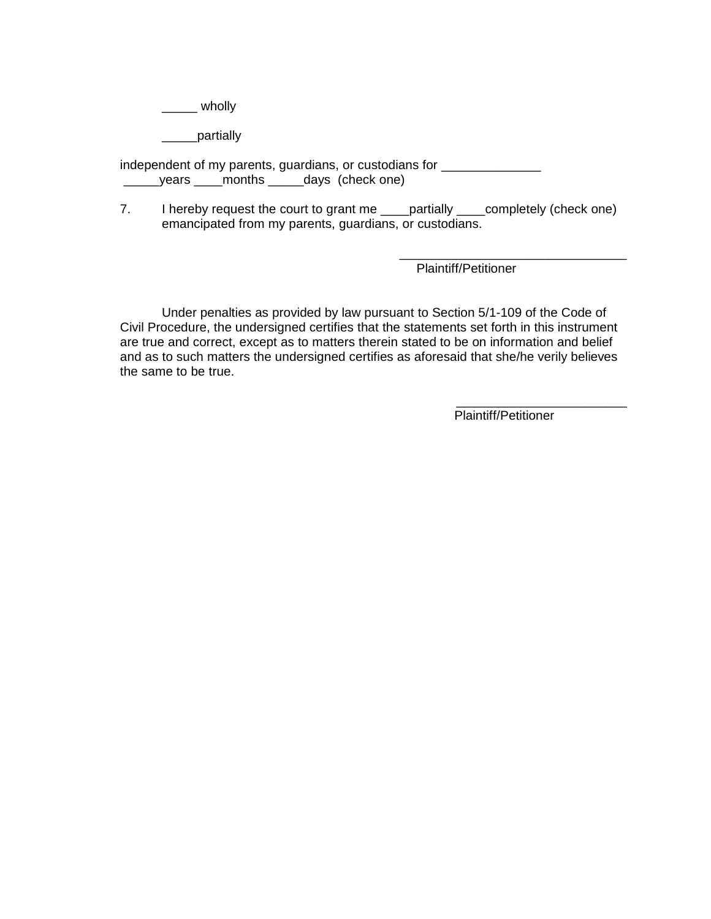_____ wholly

_____partially

independent of my parents, guardians, or custodians for ______________
_____years ____months _____days (check one)

7. I hereby request the court to grant me ____partially ____completely (check one) emancipated from my parents, guardians, or custodians.

________________________________
Plaintiff/Petitioner

Under penalties as provided by law pursuant to Section 5/1-109 of the Code of Civil Procedure, the undersigned certifies that the statements set forth in this instrument are true and correct, except as to matters therein stated to be on information and belief and as to such matters the undersigned certifies as aforesaid that she/he verily believes the same to be true.

________________________
Plaintiff/Petitioner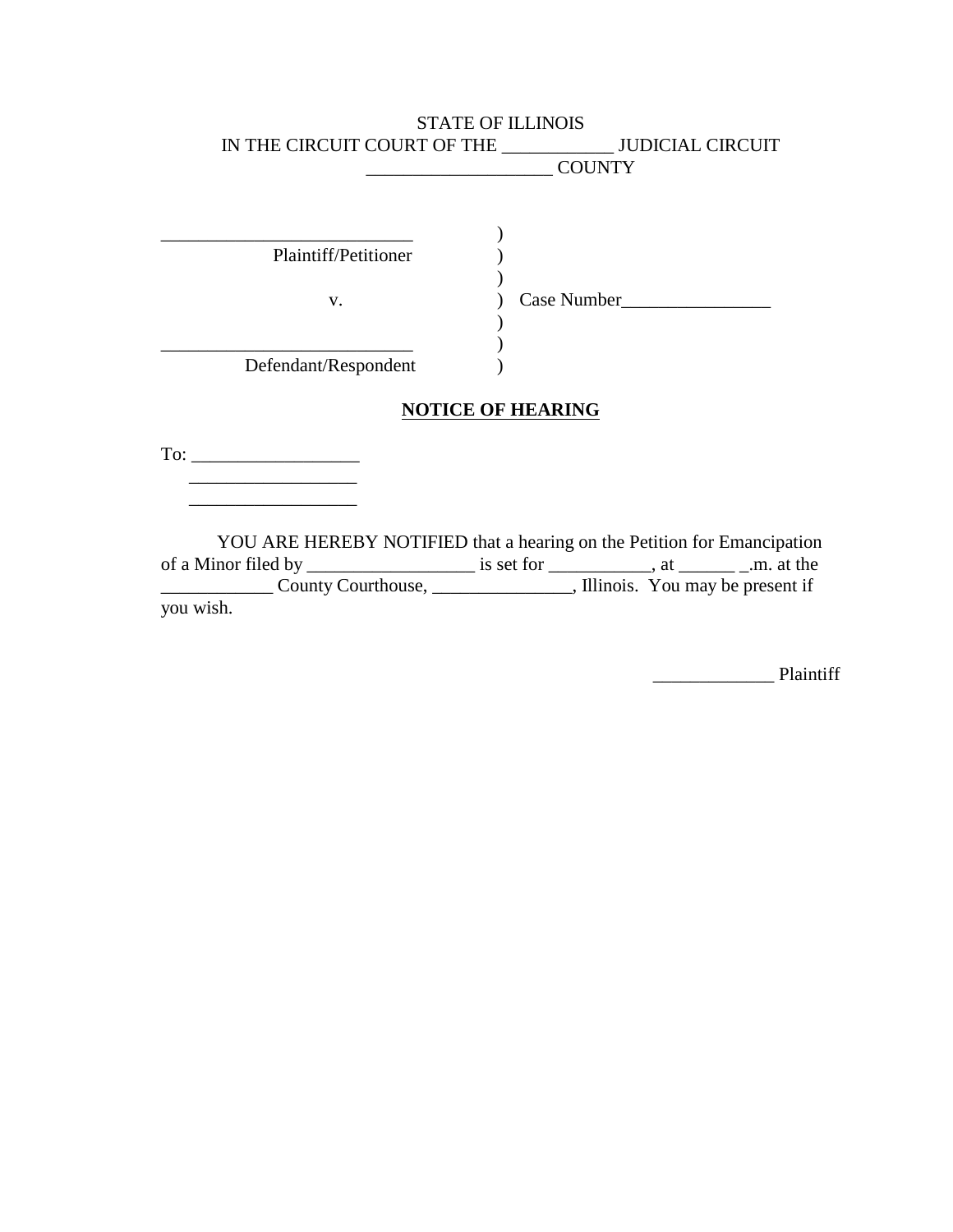STATE OF ILLINOIS
IN THE CIRCUIT COURT OF THE ____________ JUDICIAL CIRCUIT
____________________ COUNTY

___________________________ )
Plaintiff/Petitioner )
)
v. ) Case Number________________
)
___________________________ )
Defendant/Respondent )

**NOTICE OF HEARING**

To: __________________
__________________
__________________

YOU ARE HEREBY NOTIFIED that a hearing on the Petition for Emancipation of a Minor filed by __________________ is set for ___________, at ______ _.m. at the ____________ County Courthouse, _______________, Illinois. You may be present if you wish.

_____________ Plaintiff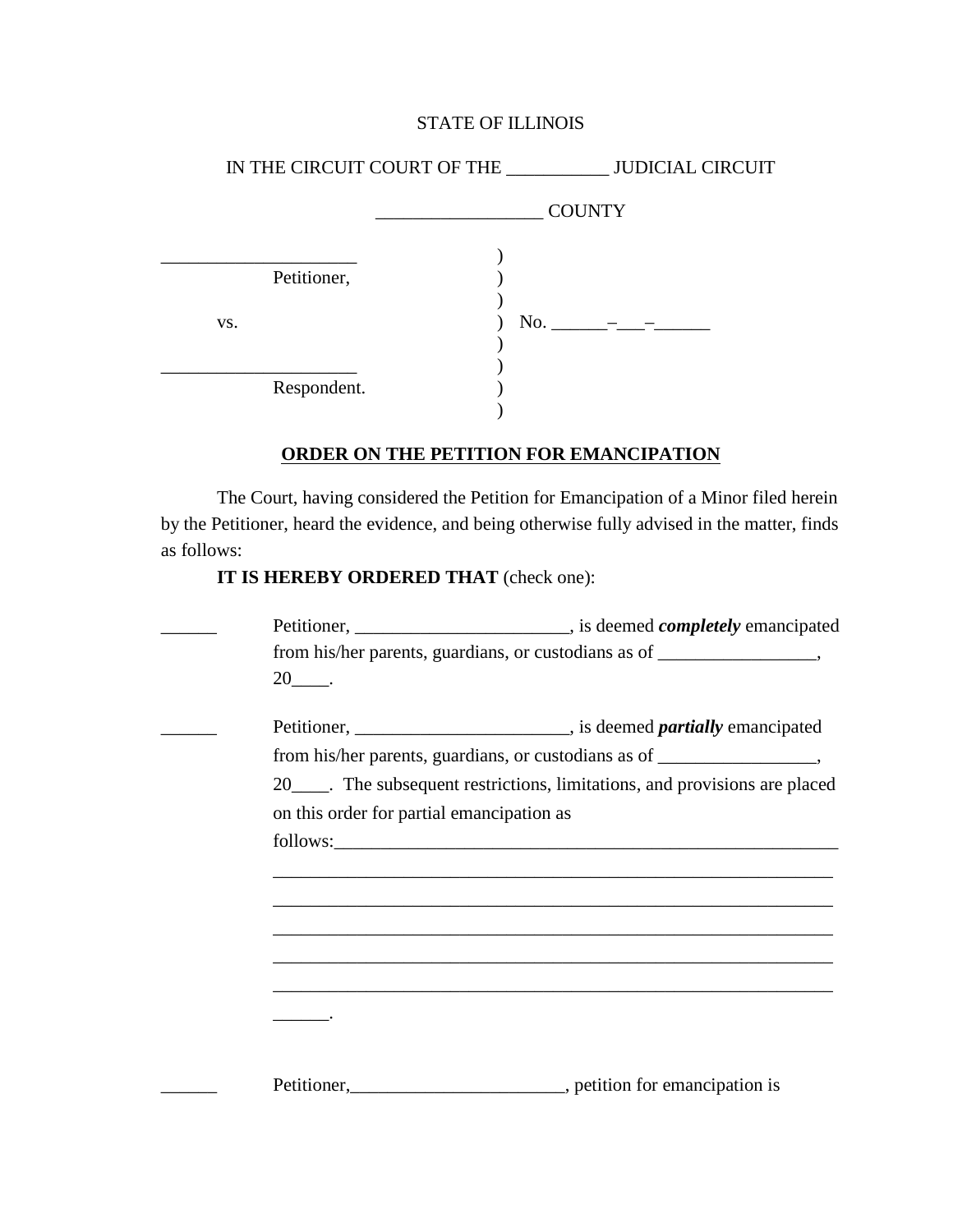STATE OF ILLINOIS

IN THE CIRCUIT COURT OF THE ___________ JUDICIAL CIRCUIT

_________________ COUNTY

_____________________ )
Petitioner, )
)
vs. ) No. ______–___–______
)
_____________________ )
Respondent. )
)

**ORDER ON THE PETITION FOR EMANCIPATION**

The Court, having considered the Petition for Emancipation of a Minor filed herein by the Petitioner, heard the evidence, and being otherwise fully advised in the matter, finds as follows:

**IT IS HEREBY ORDERED THAT** (check one):

______ Petitioner, _______________________, is deemed ***completely*** emancipated from his/her parents, guardians, or custodians as of _________________, 20____.

______ Petitioner, _______________________, is deemed ***partially*** emancipated from his/her parents, guardians, or custodians as of _________________, 20____. The subsequent restrictions, limitations, and provisions are placed on this order for partial emancipation as follows:_________________________________________________________
_______________________________________________________________
_______________________________________________________________
_______________________________________________________________
_______________________________________________________________
_______________________________________________________________
______.

______ Petitioner,_______________________, petition for emancipation is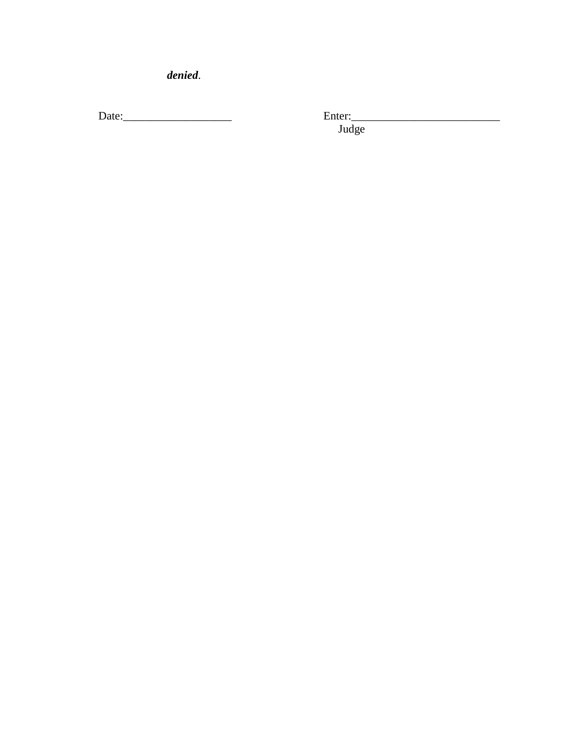***denied***.

Date:___________________ Enter:__________________________

Judge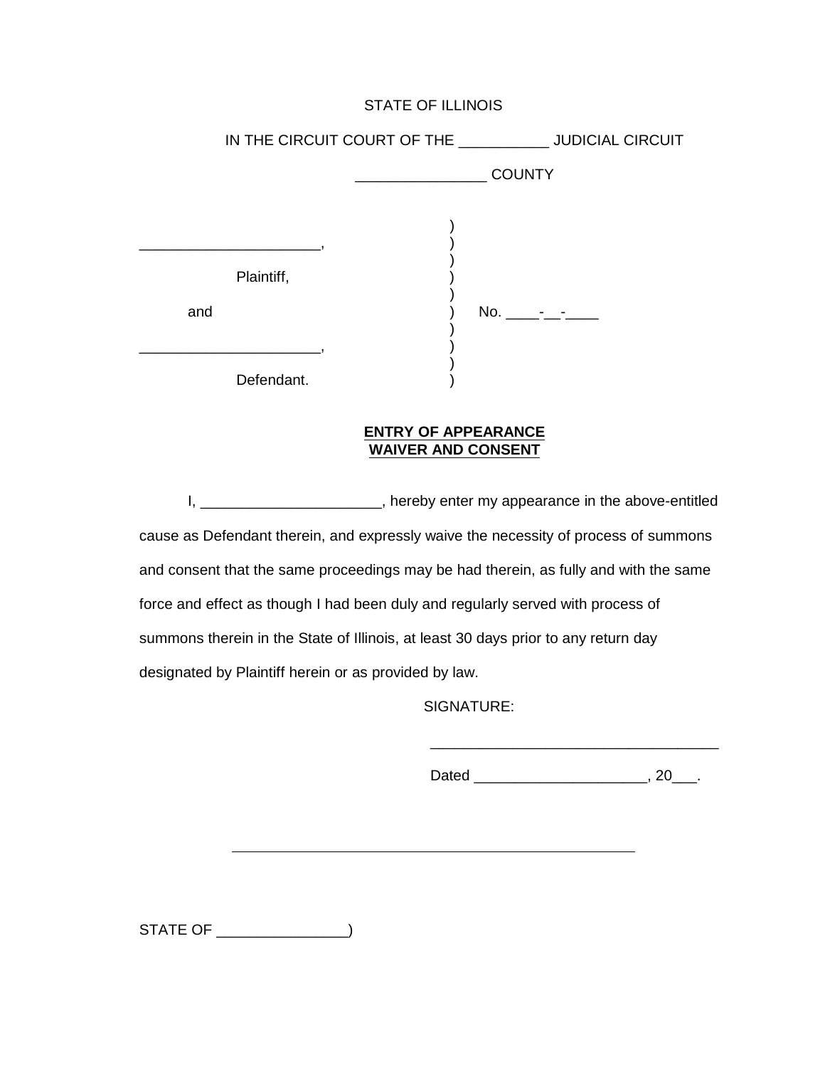STATE OF ILLINOIS

IN THE CIRCUIT COURT OF THE ___________ JUDICIAL CIRCUIT

________________ COUNTY

| | | |
|---|---|---|
| ______________________, | ) | |
| Plaintiff, | ) | |
| and | ) | No. ____-__-____ |
| ______________________, | ) | |
| Defendant. | ) | |

**ENTRY OF APPEARANCE**
**WAIVER AND CONSENT**

I, ______________________, hereby enter my appearance in the above-entitled cause as Defendant therein, and expressly waive the necessity of process of summons and consent that the same proceedings may be had therein, as fully and with the same force and effect as though I had been duly and regularly served with process of summons therein in the State of Illinois, at least 30 days prior to any return day designated by Plaintiff herein or as provided by law.

SIGNATURE:

____________________________________

Dated _____________________, 20___.

__________________________________________________

STATE OF ________________)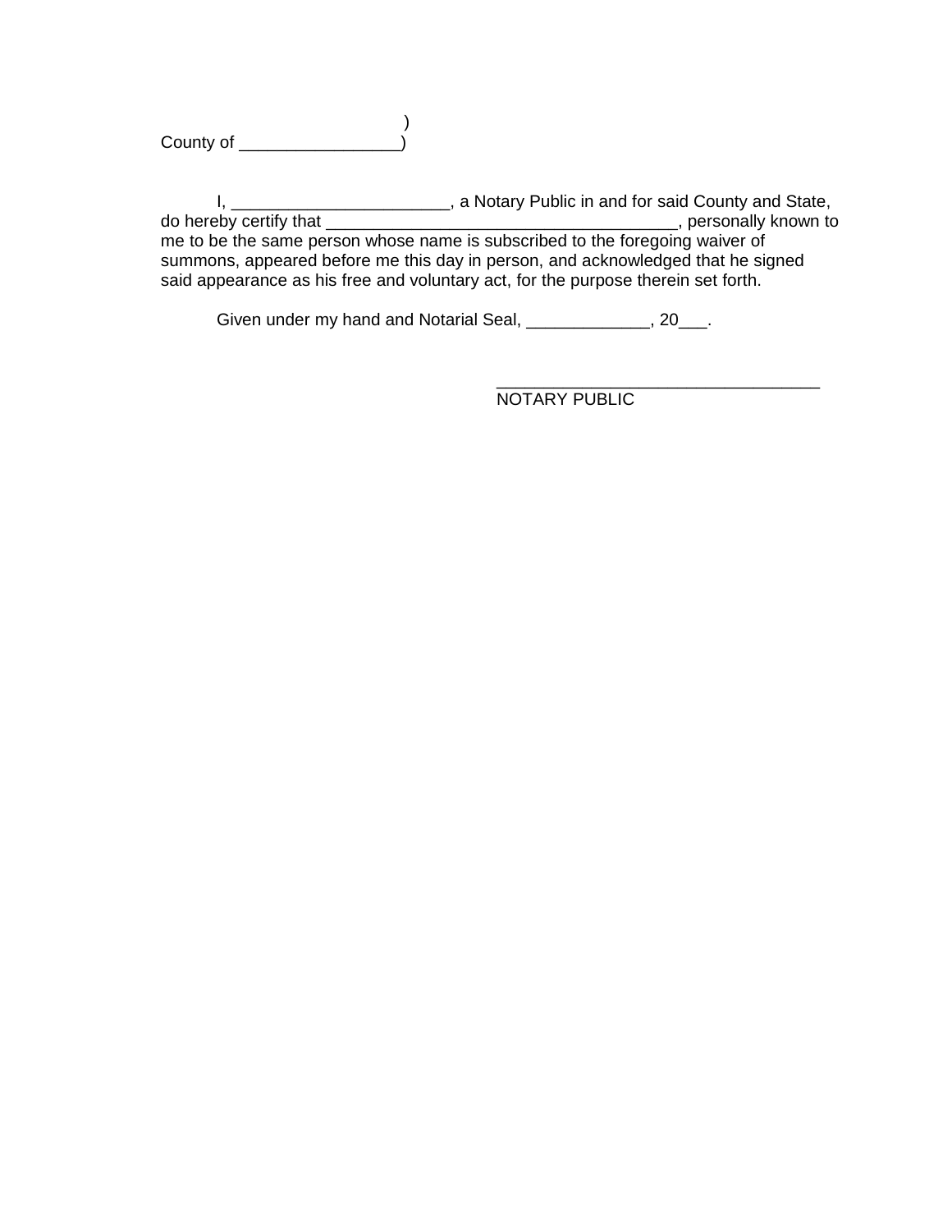)
County of _________________)

I, _______________________, a Notary Public in and for said County and State, do hereby certify that _____________________________________, personally known to me to be the same person whose name is subscribed to the foregoing waiver of summons, appeared before me this day in person, and acknowledged that he signed said appearance as his free and voluntary act, for the purpose therein set forth.

Given under my hand and Notarial Seal, _____________, 20___.

__________________________________
NOTARY PUBLIC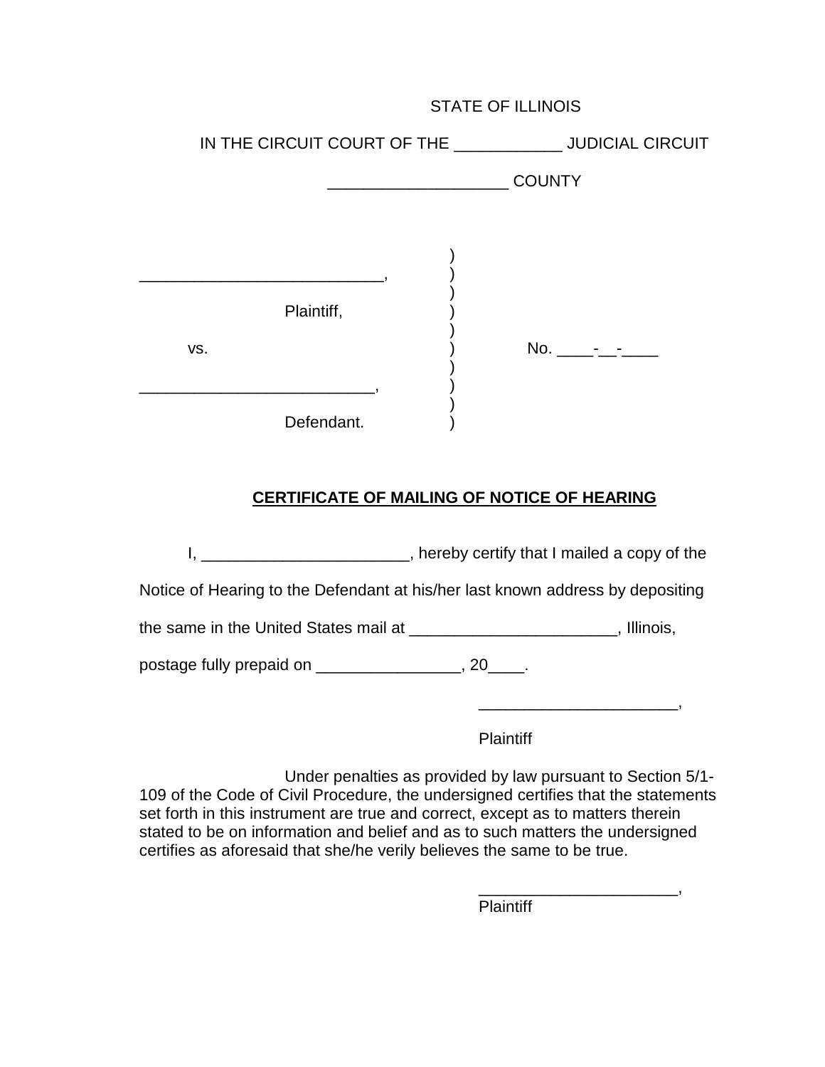STATE OF ILLINOIS

IN THE CIRCUIT COURT OF THE ____________ JUDICIAL CIRCUIT

____________________ COUNTY

| | | |
|---|---|---|
| ____________________________, | ) | |
| Plaintiff, | ) | |
| vs. | ) | No. ____-__-____ |
| ___________________________, | ) | |
| Defendant. | ) | |

**CERTIFICATE OF MAILING OF NOTICE OF HEARING**

I, ________________________, hereby certify that I mailed a copy of the Notice of Hearing to the Defendant at his/her last known address by depositing the same in the United States mail at ________________________, Illinois, postage fully prepaid on _________________, 20____.

______________________,

Plaintiff

Under penalties as provided by law pursuant to Section 5/1-109 of the Code of Civil Procedure, the undersigned certifies that the statements set forth in this instrument are true and correct, except as to matters therein stated to be on information and belief and as to such matters the undersigned certifies as aforesaid that she/he verily believes the same to be true.

______________________,

Plaintiff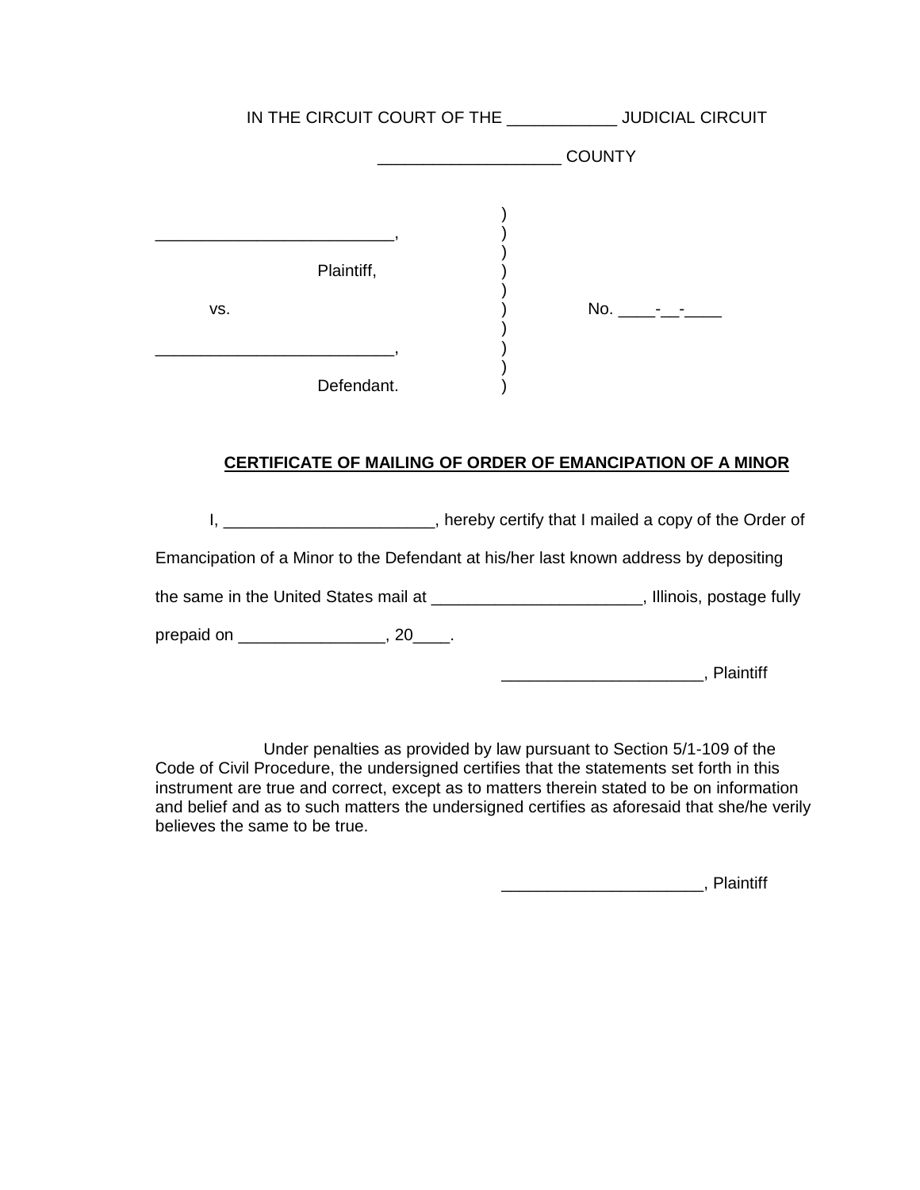IN THE CIRCUIT COURT OF THE ____________ JUDICIAL CIRCUIT

___________________ COUNTY

| | | |
|---|---|---|
| __________________________, | ) | |
| | ) | |
| Plaintiff, | ) | |
| | ) | |
| vs. | ) | No. ____-__-____ |
| | ) | |
| __________________________, | ) | |
| | ) | |
| Defendant. | ) | |

**CERTIFICATE OF MAILING OF ORDER OF EMANCIPATION OF A MINOR**

I, _______________________, hereby certify that I mailed a copy of the Order of Emancipation of a Minor to the Defendant at his/her last known address by depositing the same in the United States mail at _______________________, Illinois, postage fully prepaid on ________________, 20____.

______________________, Plaintiff

Under penalties as provided by law pursuant to Section 5/1-109 of the Code of Civil Procedure, the undersigned certifies that the statements set forth in this instrument are true and correct, except as to matters therein stated to be on information and belief and as to such matters the undersigned certifies as aforesaid that she/he verily believes the same to be true.

______________________, Plaintiff